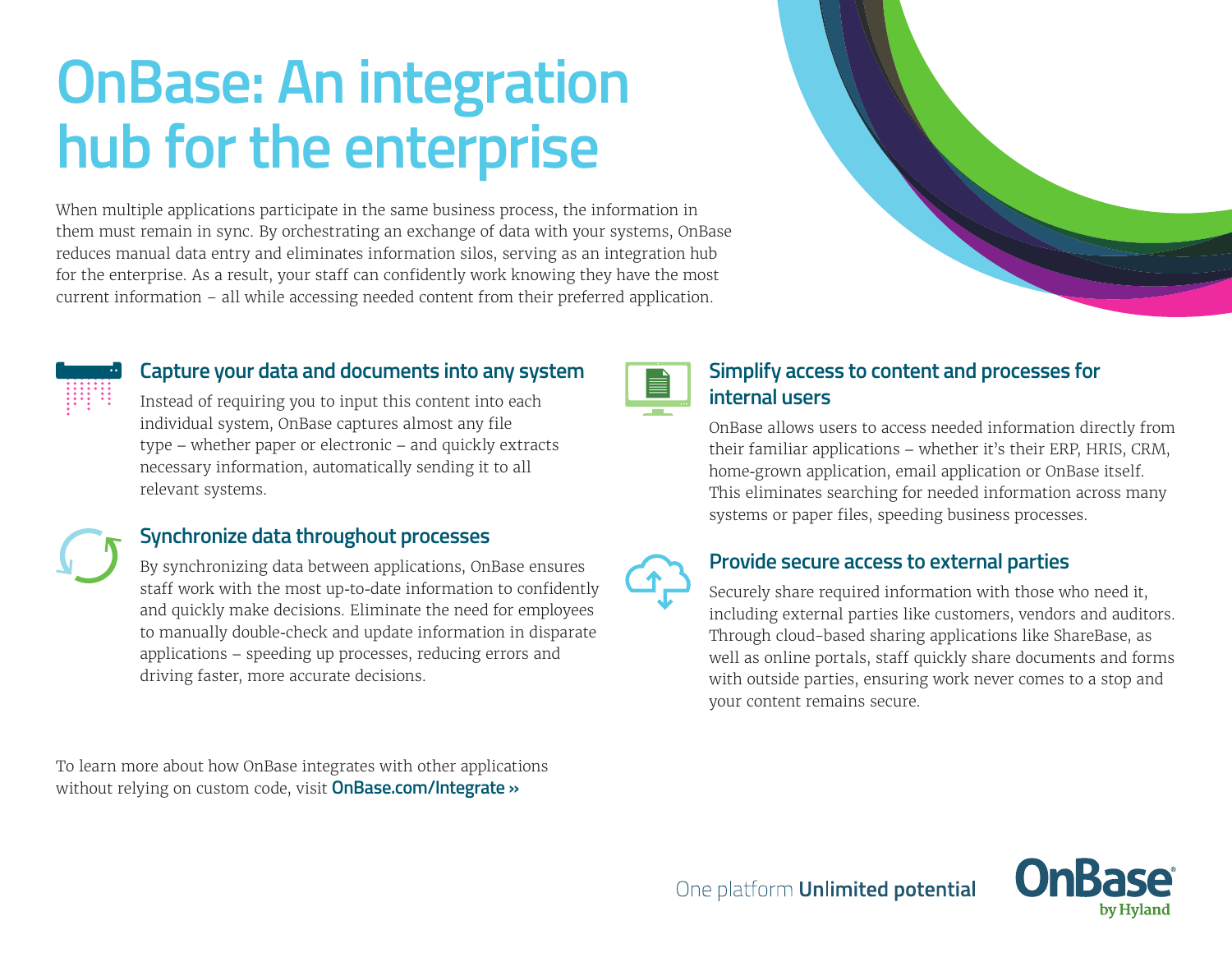# OnBase: An integration hub for the enterprise

When multiple applications participate in the same business process, the information in them must remain in sync. By orchestrating an exchange of data with your systems, OnBase reduces manual data entry and eliminates information silos, serving as an integration hub for the enterprise. As a result, your staff can confidently work knowing they have the most current information – all while accessing needed content from their preferred application.

## Capture your data and documents into any system

Instead of requiring you to input this content into each individual system, OnBase captures almost any file type – whether paper or electronic – and quickly extracts necessary information, automatically sending it to all relevant systems.

## Synchronize data throughout processes

By synchronizing data between applications, OnBase ensures staff work with the most up-to-date information to confidently and quickly make decisions. Eliminate the need for employees to manually double-check and update information in disparate applications – speeding up processes, reducing errors and driving faster, more accurate decisions.

## Simplify access to content and processes for internal users

OnBase allows users to access needed information directly from their familiar applications – whether it's their ERP, HRIS, CRM, home-grown application, email application or OnBase itself. This eliminates searching for needed information across many systems or paper files, speeding business processes.

## Provide secure access to external parties

Securely share required information with those who need it, including external parties like customers, vendors and auditors. Through cloud-based sharing applications like ShareBase, as well as online portals, staff quickly share documents and forms with outside parties, ensuring work never comes to a stop and your content remains secure.

To learn more about how OnBase integrates with other applications without relying on custom code, visit **OnBase.com/Integrate ››**

One platform **Unlimited potential**

**OnBase** by Hyland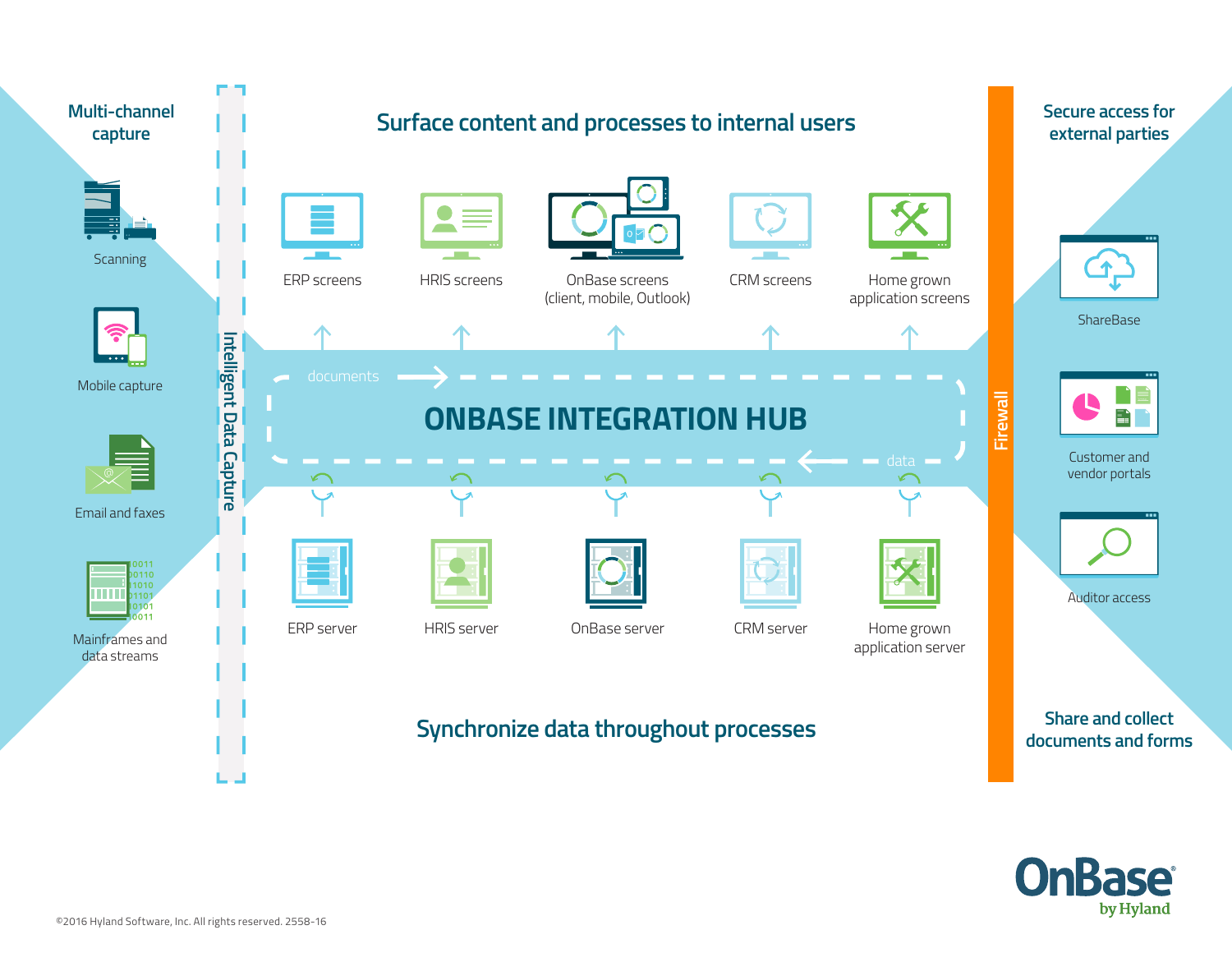## Multi-channel capture

Scanning

Mobile capture

Email and faxes

Mainframes and data streams

Intelligent Data Capture

## Surface content and processes to internal users

ERP screens

HRIS screens

OnBase screens (client, mobile, Outlook)

CRM screens

Home grown application screens

documents

# ONBASE INTEGRATION HUB

data

ERP server

HRIS server

OnBase server

CRM server

Home grown application server

## Synchronize data throughout processes

Firewall

## Secure access for external parties

ShareBase

Customer and vendor portals

Auditor access

## Share and collect documents and forms

OnBase by Hyland

©2016 Hyland Software, Inc. All rights reserved. 2558-16